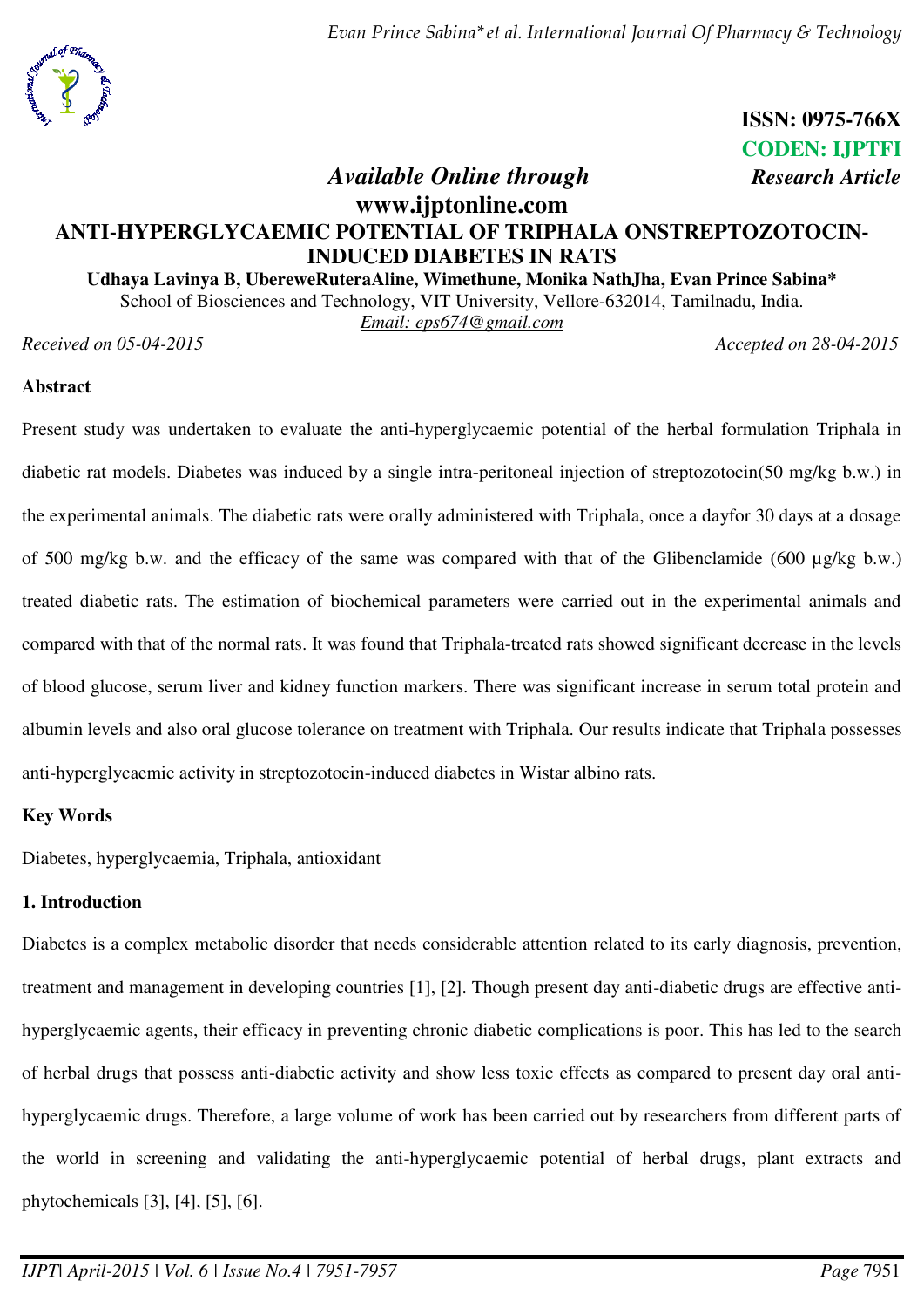ISSN: 0975-766X
CODEN: IJPTFI

*Available Online through* *Research Article*

**www.ijptonline.com**

# ANTI-HYPERGLYCAEMIC POTENTIAL OF TRIPHALA ONSTREPTOZOTOCIN-INDUCED DIABETES IN RATS

**Udhaya Lavinya B, UberewеRuteraAline, Wimethune, Monika NathJha, Evan Prince Sabina***

School of Biosciences and Technology, VIT University, Vellore-632014, Tamilnadu, India.

Email: eps674@gmail.com

*Received on 05-04-2015* *Accepted on 28-04-2015*

## Abstract

Present study was undertaken to evaluate the anti-hyperglycaemic potential of the herbal formulation Triphala in diabetic rat models. Diabetes was induced by a single intra-peritoneal injection of streptozotocin(50 mg/kg b.w.) in the experimental animals. The diabetic rats were orally administered with Triphala, once a dayfor 30 days at a dosage of 500 mg/kg b.w. and the efficacy of the same was compared with that of the Glibenclamide (600 µg/kg b.w.) treated diabetic rats. The estimation of biochemical parameters were carried out in the experimental animals and compared with that of the normal rats. It was found that Triphala-treated rats showed significant decrease in the levels of blood glucose, serum liver and kidney function markers. There was significant increase in serum total protein and albumin levels and also oral glucose tolerance on treatment with Triphala. Our results indicate that Triphala possesses anti-hyperglycaemic activity in streptozotocin-induced diabetes in Wistar albino rats.

## Key Words

Diabetes, hyperglycaemia, Triphala, antioxidant

## 1. Introduction

Diabetes is a complex metabolic disorder that needs considerable attention related to its early diagnosis, prevention, treatment and management in developing countries [1], [2]. Though present day anti-diabetic drugs are effective anti-hyperglycaemic agents, their efficacy in preventing chronic diabetic complications is poor. This has led to the search of herbal drugs that possess anti-diabetic activity and show less toxic effects as compared to present day oral anti-hyperglycaemic drugs. Therefore, a large volume of work has been carried out by researchers from different parts of the world in screening and validating the anti-hyperglycaemic potential of herbal drugs, plant extracts and phytochemicals [3], [4], [5], [6].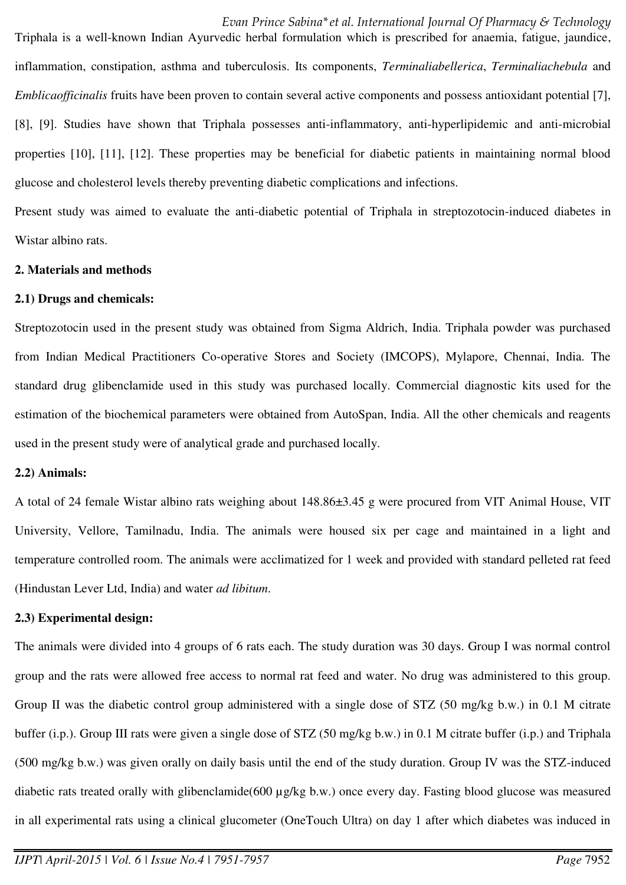Triphala is a well-known Indian Ayurvedic herbal formulation which is prescribed for anaemia, fatigue, jaundice, inflammation, constipation, asthma and tuberculosis. Its components, *Terminaliabellerica*, *Terminaliachebula* and *Emblicaofficinalis* fruits have been proven to contain several active components and possess antioxidant potential [7], [8], [9]. Studies have shown that Triphala possesses anti-inflammatory, anti-hyperlipidemic and anti-microbial properties [10], [11], [12]. These properties may be beneficial for diabetic patients in maintaining normal blood glucose and cholesterol levels thereby preventing diabetic complications and infections.

Present study was aimed to evaluate the anti-diabetic potential of Triphala in streptozotocin-induced diabetes in Wistar albino rats.

## 2. Materials and methods

### 2.1) Drugs and chemicals:

Streptozotocin used in the present study was obtained from Sigma Aldrich, India. Triphala powder was purchased from Indian Medical Practitioners Co-operative Stores and Society (IMCOPS), Mylapore, Chennai, India. The standard drug glibenclamide used in this study was purchased locally. Commercial diagnostic kits used for the estimation of the biochemical parameters were obtained from AutoSpan, India. All the other chemicals and reagents used in the present study were of analytical grade and purchased locally.

### 2.2) Animals:

A total of 24 female Wistar albino rats weighing about 148.86±3.45 g were procured from VIT Animal House, VIT University, Vellore, Tamilnadu, India. The animals were housed six per cage and maintained in a light and temperature controlled room. The animals were acclimatized for 1 week and provided with standard pelleted rat feed (Hindustan Lever Ltd, India) and water *ad libitum*.

### 2.3) Experimental design:

The animals were divided into 4 groups of 6 rats each. The study duration was 30 days. Group I was normal control group and the rats were allowed free access to normal rat feed and water. No drug was administered to this group. Group II was the diabetic control group administered with a single dose of STZ (50 mg/kg b.w.) in 0.1 M citrate buffer (i.p.). Group III rats were given a single dose of STZ (50 mg/kg b.w.) in 0.1 M citrate buffer (i.p.) and Triphala (500 mg/kg b.w.) was given orally on daily basis until the end of the study duration. Group IV was the STZ-induced diabetic rats treated orally with glibenclamide(600 µg/kg b.w.) once every day. Fasting blood glucose was measured in all experimental rats using a clinical glucometer (OneTouch Ultra) on day 1 after which diabetes was induced in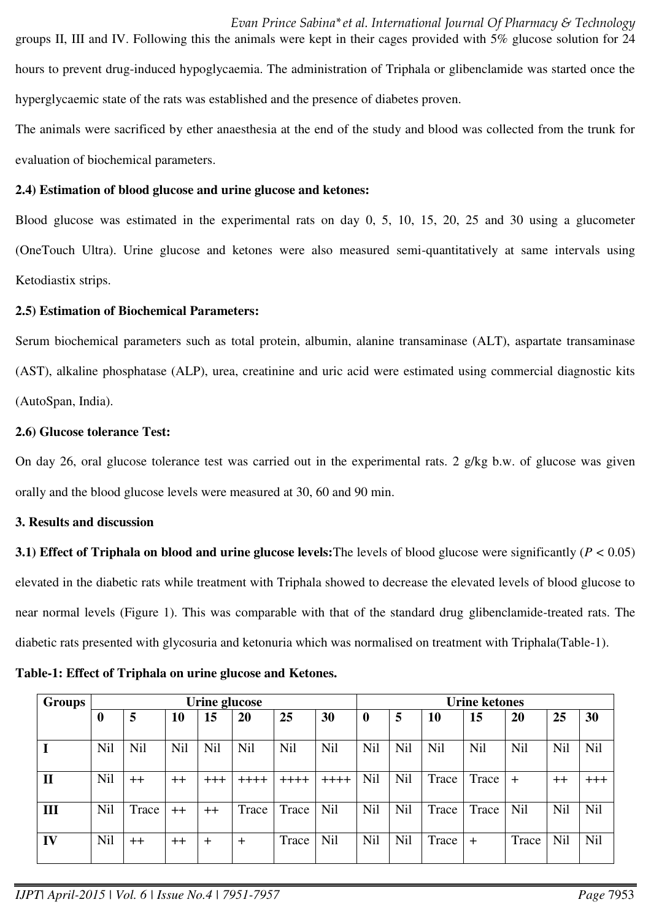groups II, III and IV. Following this the animals were kept in their cages provided with 5% glucose solution for 24 hours to prevent drug-induced hypoglycaemia. The administration of Triphala or glibenclamide was started once the hyperglycaemic state of the rats was established and the presence of diabetes proven.

The animals were sacrificed by ether anaesthesia at the end of the study and blood was collected from the trunk for evaluation of biochemical parameters.

**2.4) Estimation of blood glucose and urine glucose and ketones:**

Blood glucose was estimated in the experimental rats on day 0, 5, 10, 15, 20, 25 and 30 using a glucometer (OneTouch Ultra). Urine glucose and ketones were also measured semi-quantitatively at same intervals using Ketodiastix strips.

**2.5) Estimation of Biochemical Parameters:**

Serum biochemical parameters such as total protein, albumin, alanine transaminase (ALT), aspartate transaminase (AST), alkaline phosphatase (ALP), urea, creatinine and uric acid were estimated using commercial diagnostic kits (AutoSpan, India).

**2.6) Glucose tolerance Test:**

On day 26, oral glucose tolerance test was carried out in the experimental rats. 2 g/kg b.w. of glucose was given orally and the blood glucose levels were measured at 30, 60 and 90 min.

**3. Results and discussion**

**3.1) Effect of Triphala on blood and urine glucose levels:**The levels of blood glucose were significantly ($P < 0.05$) elevated in the diabetic rats while treatment with Triphala showed to decrease the elevated levels of blood glucose to near normal levels (Figure 1). This was comparable with that of the standard drug glibenclamide-treated rats. The diabetic rats presented with glycosuria and ketonuria which was normalised on treatment with Triphala(Table-1).

**Table-1: Effect of Triphala on urine glucose and Ketones.**

| Groups | Urine glucose | | | | | | | Urine ketones | | | | | | |
|---|---|---|---|---|---|---|---|---|---|---|---|---|---|---|
| | 0 | 5 | 10 | 15 | 20 | 25 | 30 | 0 | 5 | 10 | 15 | 20 | 25 | 30 |
| I | Nil | Nil | Nil | Nil | Nil | Nil | Nil | Nil | Nil | Nil | Nil | Nil | Nil | Nil |
| II | Nil | ++ | ++ | +++ | ++++ | ++++ | ++++ | Nil | Nil | Trace | Trace | + | ++ | +++ |
| III | Nil | Trace | ++ | ++ | Trace | Trace | Nil | Nil | Nil | Trace | Trace | Nil | Nil | Nil |
| IV | Nil | ++ | ++ | + | + | Trace | Nil | Nil | Nil | Trace | + | Trace | Nil | Nil |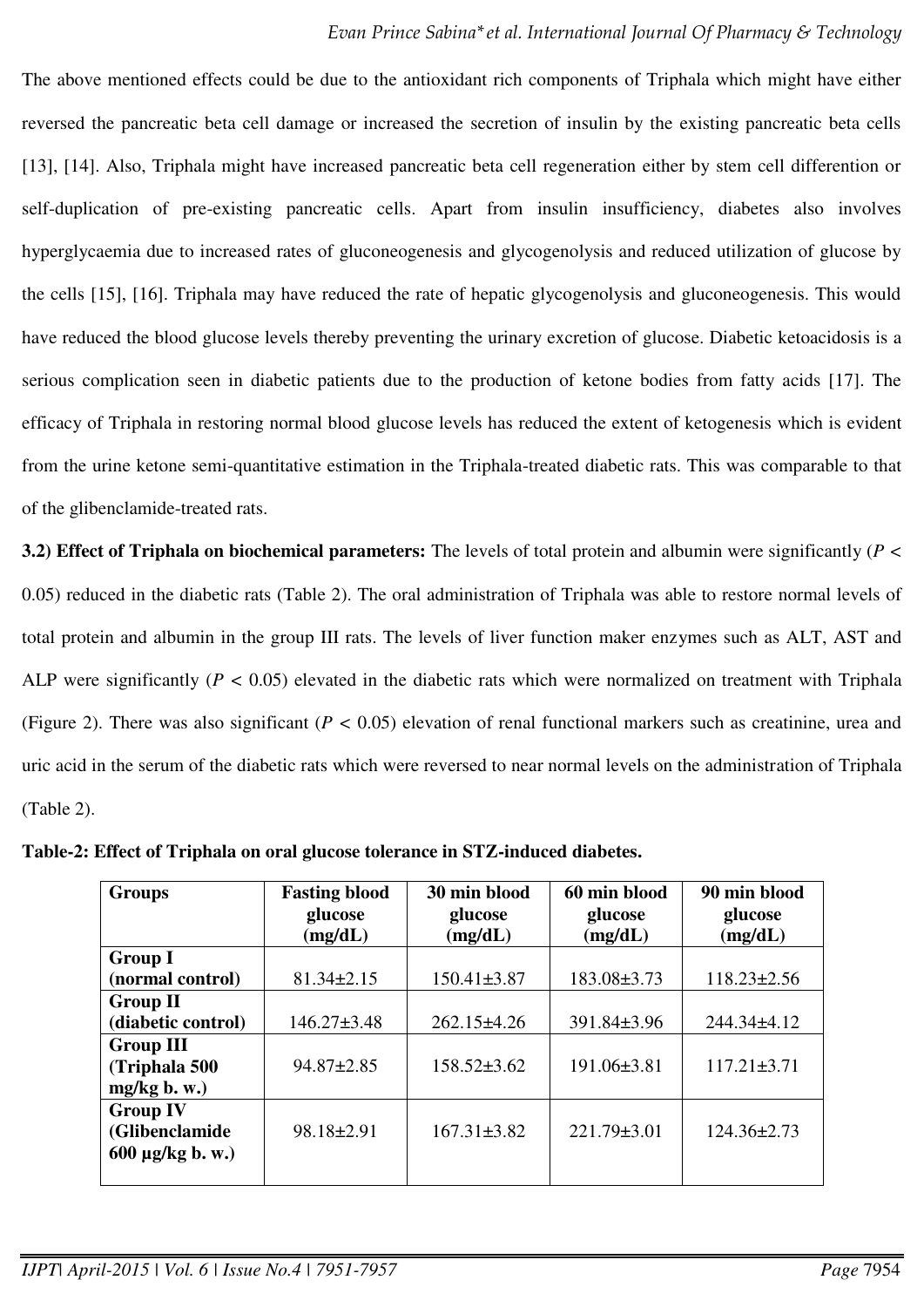The above mentioned effects could be due to the antioxidant rich components of Triphala which might have either reversed the pancreatic beta cell damage or increased the secretion of insulin by the existing pancreatic beta cells [13], [14]. Also, Triphala might have increased pancreatic beta cell regeneration either by stem cell differention or self-duplication of pre-existing pancreatic cells. Apart from insulin insufficiency, diabetes also involves hyperglycaemia due to increased rates of gluconeogenesis and glycogenolysis and reduced utilization of glucose by the cells [15], [16]. Triphala may have reduced the rate of hepatic glycogenolysis and gluconeogenesis. This would have reduced the blood glucose levels thereby preventing the urinary excretion of glucose. Diabetic ketoacidosis is a serious complication seen in diabetic patients due to the production of ketone bodies from fatty acids [17]. The efficacy of Triphala in restoring normal blood glucose levels has reduced the extent of ketogenesis which is evident from the urine ketone semi-quantitative estimation in the Triphala-treated diabetic rats. This was comparable to that of the glibenclamide-treated rats.

**3.2) Effect of Triphala on biochemical parameters:** The levels of total protein and albumin were significantly ($P < 0.05$) reduced in the diabetic rats (Table 2). The oral administration of Triphala was able to restore normal levels of total protein and albumin in the group III rats. The levels of liver function maker enzymes such as ALT, AST and ALP were significantly ($P < 0.05$) elevated in the diabetic rats which were normalized on treatment with Triphala (Figure 2). There was also significant ($P < 0.05$) elevation of renal functional markers such as creatinine, urea and uric acid in the serum of the diabetic rats which were reversed to near normal levels on the administration of Triphala (Table 2).

**Table-2: Effect of Triphala on oral glucose tolerance in STZ-induced diabetes.**

| Groups | Fasting blood glucose (mg/dL) | 30 min blood glucose (mg/dL) | 60 min blood glucose (mg/dL) | 90 min blood glucose (mg/dL) |
|---|---|---|---|---|
| **Group I (normal control)** | 81.34±2.15 | 150.41±3.87 | 183.08±3.73 | 118.23±2.56 |
| **Group II (diabetic control)** | 146.27±3.48 | 262.15±4.26 | 391.84±3.96 | 244.34±4.12 |
| **Group III (Triphala 500 mg/kg b. w.)** | 94.87±2.85 | 158.52±3.62 | 191.06±3.81 | 117.21±3.71 |
| **Group IV (Glibenclamide 600 µg/kg b. w.)** | 98.18±2.91 | 167.31±3.82 | 221.79±3.01 | 124.36±2.73 |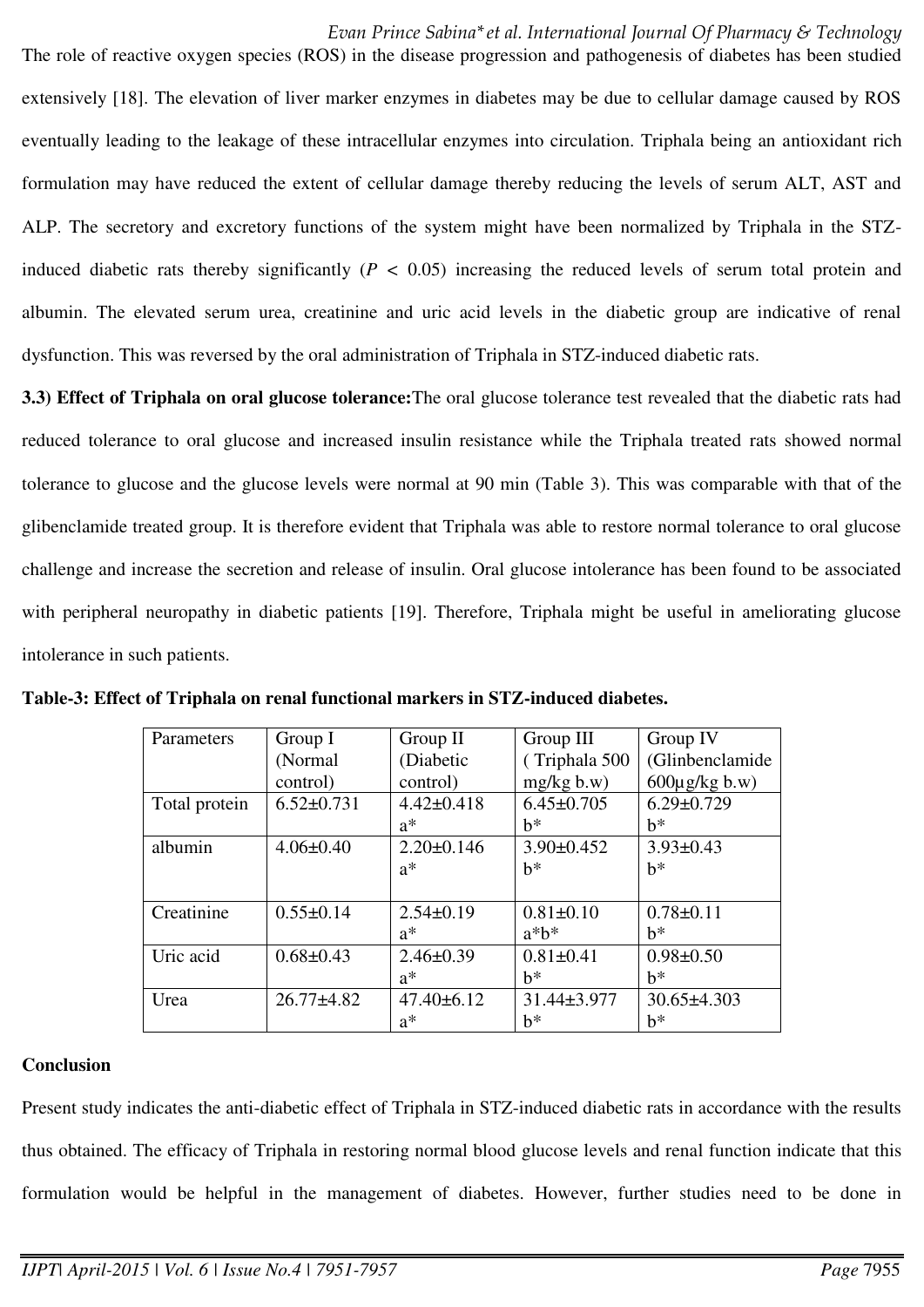The role of reactive oxygen species (ROS) in the disease progression and pathogenesis of diabetes has been studied extensively [18]. The elevation of liver marker enzymes in diabetes may be due to cellular damage caused by ROS eventually leading to the leakage of these intracellular enzymes into circulation. Triphala being an antioxidant rich formulation may have reduced the extent of cellular damage thereby reducing the levels of serum ALT, AST and ALP. The secretory and excretory functions of the system might have been normalized by Triphala in the STZ-induced diabetic rats thereby significantly ($P < 0.05$) increasing the reduced levels of serum total protein and albumin. The elevated serum urea, creatinine and uric acid levels in the diabetic group are indicative of renal dysfunction. This was reversed by the oral administration of Triphala in STZ-induced diabetic rats.

**3.3) Effect of Triphala on oral glucose tolerance:** The oral glucose tolerance test revealed that the diabetic rats had reduced tolerance to oral glucose and increased insulin resistance while the Triphala treated rats showed normal tolerance to glucose and the glucose levels were normal at 90 min (Table 3). This was comparable with that of the glibenclamide treated group. It is therefore evident that Triphala was able to restore normal tolerance to oral glucose challenge and increase the secretion and release of insulin. Oral glucose intolerance has been found to be associated with peripheral neuropathy in diabetic patients [19]. Therefore, Triphala might be useful in ameliorating glucose intolerance in such patients.

**Table-3: Effect of Triphala on renal functional markers in STZ-induced diabetes.**

| Parameters | Group I (Normal control) | Group II (Diabetic control) | Group III ( Triphala 500 mg/kg b.w) | Group IV (Glinbenclamide 600µg/kg b.w) |
|---|---|---|---|---|
| Total protein | 6.52±0.731 | 4.42±0.418 a* | 6.45±0.705 b* | 6.29±0.729 b* |
| albumin | 4.06±0.40 | 2.20±0.146 a* | 3.90±0.452 b* | 3.93±0.43 b* |
| Creatinine | 0.55±0.14 | 2.54±0.19 a* | 0.81±0.10 a*b* | 0.78±0.11 b* |
| Uric acid | 0.68±0.43 | 2.46±0.39 a* | 0.81±0.41 b* | 0.98±0.50 b* |
| Urea | 26.77±4.82 | 47.40±6.12 a* | 31.44±3.977 b* | 30.65±4.303 b* |

## Conclusion

Present study indicates the anti-diabetic effect of Triphala in STZ-induced diabetic rats in accordance with the results thus obtained. The efficacy of Triphala in restoring normal blood glucose levels and renal function indicate that this formulation would be helpful in the management of diabetes. However, further studies need to be done in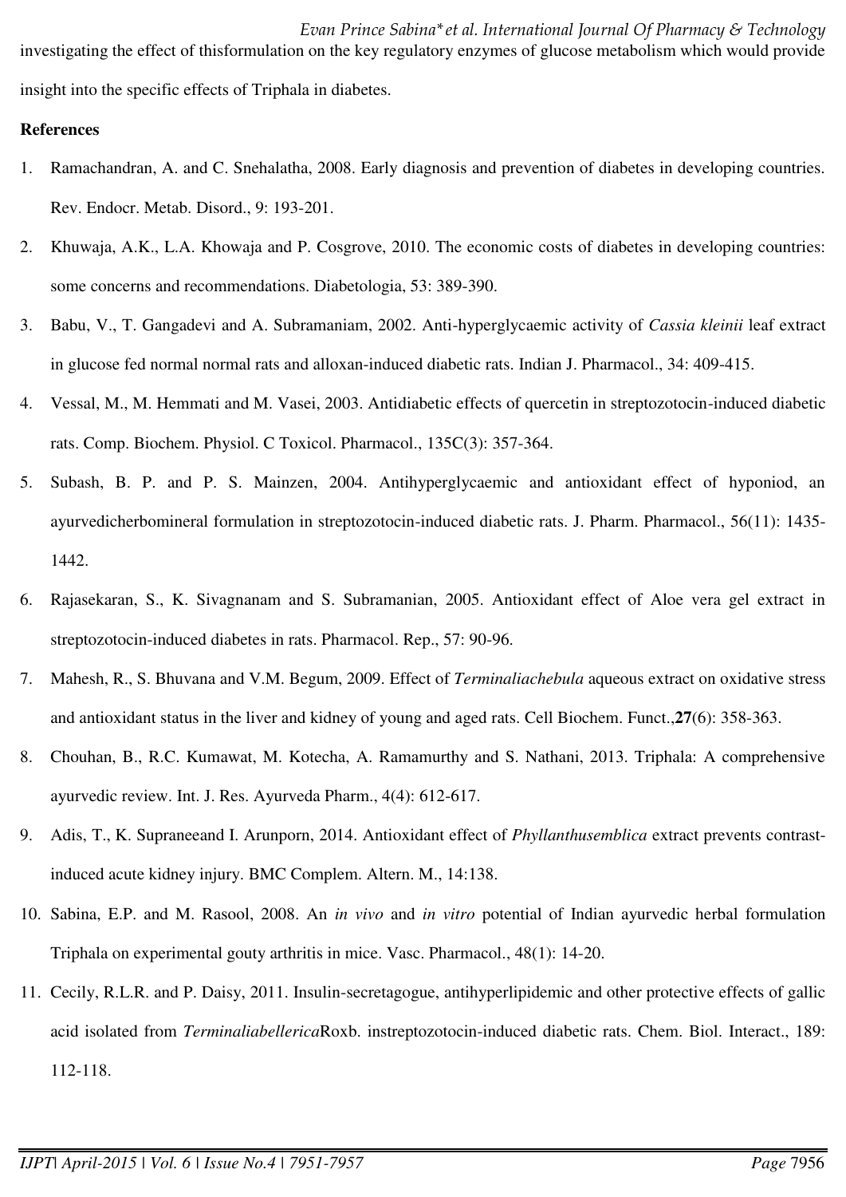investigating the effect of thisformulation on the key regulatory enzymes of glucose metabolism which would provide insight into the specific effects of Triphala in diabetes.

**References**

1. Ramachandran, A. and C. Snehalatha, 2008. Early diagnosis and prevention of diabetes in developing countries. Rev. Endocr. Metab. Disord., 9: 193-201.
2. Khuwaja, A.K., L.A. Khowaja and P. Cosgrove, 2010. The economic costs of diabetes in developing countries: some concerns and recommendations. Diabetologia, 53: 389-390.
3. Babu, V., T. Gangadevi and A. Subramaniam, 2002. Anti-hyperglycaemic activity of *Cassia kleinii* leaf extract in glucose fed normal normal rats and alloxan-induced diabetic rats. Indian J. Pharmacol., 34: 409-415.
4. Vessal, M., M. Hemmati and M. Vasei, 2003. Antidiabetic effects of quercetin in streptozotocin-induced diabetic rats. Comp. Biochem. Physiol. C Toxicol. Pharmacol., 135C(3): 357-364.
5. Subash, B. P. and P. S. Mainzen, 2004. Antihyperglycaemic and antioxidant effect of hyponiod, an ayurvedicherbomineral formulation in streptozotocin-induced diabetic rats. J. Pharm. Pharmacol., 56(11): 1435-1442.
6. Rajasekaran, S., K. Sivagnanam and S. Subramanian, 2005. Antioxidant effect of Aloe vera gel extract in streptozotocin-induced diabetes in rats. Pharmacol. Rep., 57: 90-96.
7. Mahesh, R., S. Bhuvana and V.M. Begum, 2009. Effect of *Terminaliachebula* aqueous extract on oxidative stress and antioxidant status in the liver and kidney of young and aged rats. Cell Biochem. Funct.,**27**(6): 358-363.
8. Chouhan, B., R.C. Kumawat, M. Kotecha, A. Ramamurthy and S. Nathani, 2013. Triphala: A comprehensive ayurvedic review. Int. J. Res. Ayurveda Pharm., 4(4): 612-617.
9. Adis, T., K. Supraneeand I. Arunporn, 2014. Antioxidant effect of *Phyllanthusemblica* extract prevents contrast-induced acute kidney injury. BMC Complem. Altern. M., 14:138.
10. Sabina, E.P. and M. Rasool, 2008. An *in vivo* and *in vitro* potential of Indian ayurvedic herbal formulation Triphala on experimental gouty arthritis in mice. Vasc. Pharmacol., 48(1): 14-20.
11. Cecily, R.L.R. and P. Daisy, 2011. Insulin-secretagogue, antihyperlipidemic and other protective effects of gallic acid isolated from *Terminaliabellerica*Roxb. instreptozotocin-induced diabetic rats. Chem. Biol. Interact., 189: 112-118.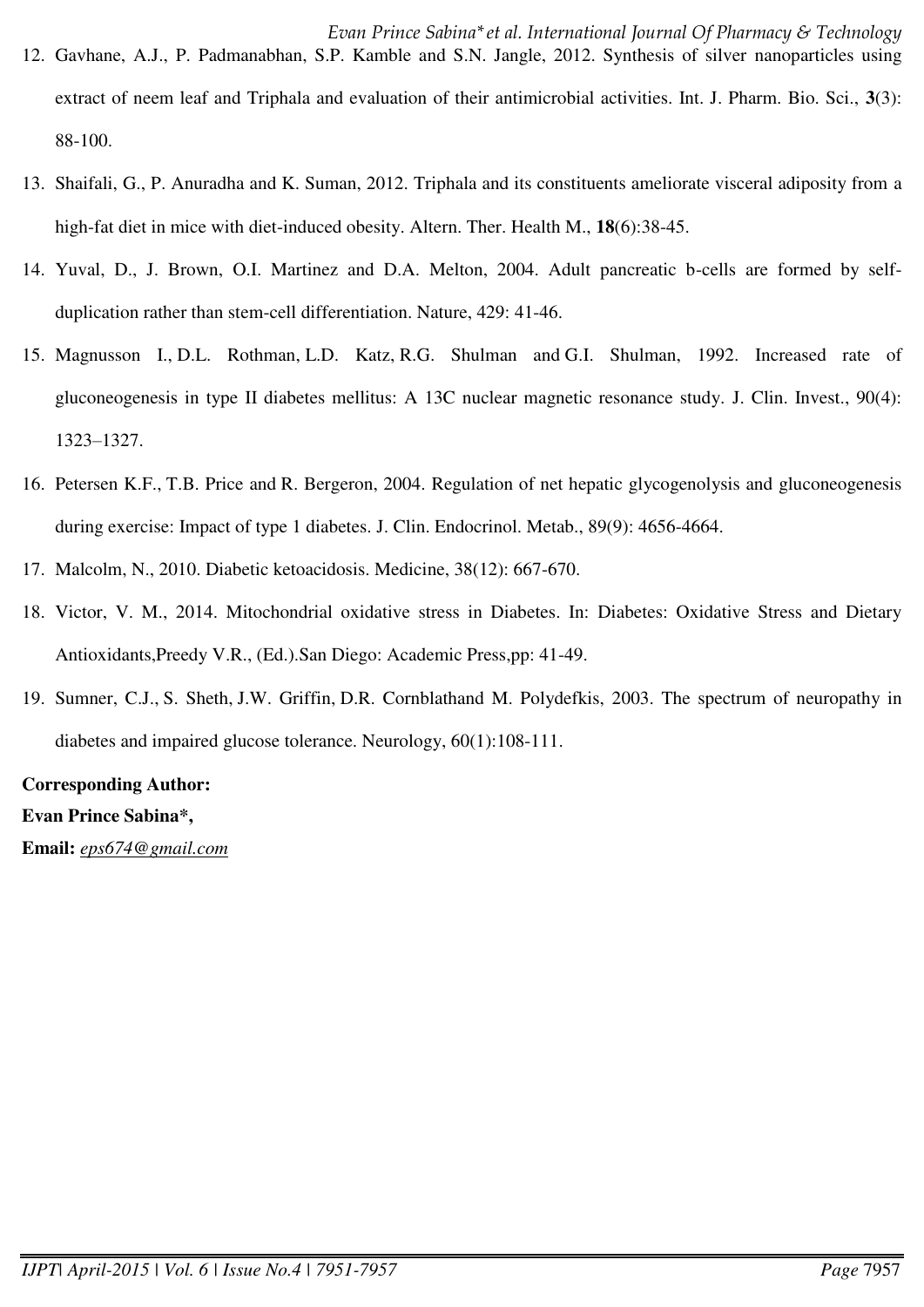12. Gavhane, A.J., P. Padmanabhan, S.P. Kamble and S.N. Jangle, 2012. Synthesis of silver nanoparticles using extract of neem leaf and Triphala and evaluation of their antimicrobial activities. Int. J. Pharm. Bio. Sci., **3**(3): 88-100.
13. Shaifali, G., P. Anuradha and K. Suman, 2012. Triphala and its constituents ameliorate visceral adiposity from a high-fat diet in mice with diet-induced obesity. Altern. Ther. Health M., **18**(6):38-45.
14. Yuval, D., J. Brown, O.I. Martinez and D.A. Melton, 2004. Adult pancreatic b-cells are formed by self-duplication rather than stem-cell differentiation. Nature, 429: 41-46.
15. Magnusson I., D.L. Rothman, L.D. Katz, R.G. Shulman and G.I. Shulman, 1992. Increased rate of gluconeogenesis in type II diabetes mellitus: A 13C nuclear magnetic resonance study. J. Clin. Invest., 90(4): 1323–1327.
16. Petersen K.F., T.B. Price and R. Bergeron, 2004. Regulation of net hepatic glycogenolysis and gluconeogenesis during exercise: Impact of type 1 diabetes. J. Clin. Endocrinol. Metab., 89(9): 4656-4664.
17. Malcolm, N., 2010. Diabetic ketoacidosis. Medicine, 38(12): 667-670.
18. Victor, V. M., 2014. Mitochondrial oxidative stress in Diabetes. In: Diabetes: Oxidative Stress and Dietary Antioxidants,Preedy V.R., (Ed.).San Diego: Academic Press,pp: 41-49.
19. Sumner, C.J., S. Sheth, J.W. Griffin, D.R. Cornblathand M. Polydefkis, 2003. The spectrum of neuropathy in diabetes and impaired glucose tolerance. Neurology, 60(1):108-111.

**Corresponding Author:**

**Evan Prince Sabina*,**

**Email:** *eps674@gmail.com*